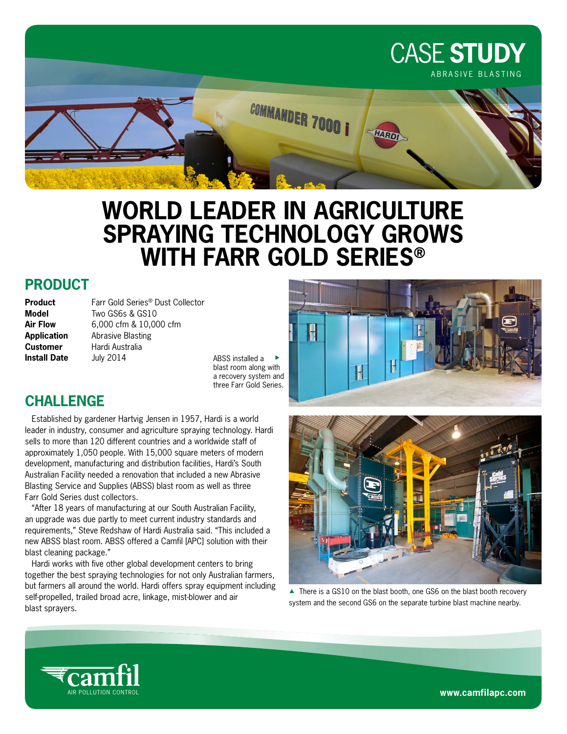# CASE STUDY

ABRASIVE BLASTING

# WORLD LEADER IN AGRICULTURE SPRAYING TECHNOLOGY GROWS WITH FARR GOLD SERIES®

## PRODUCT

| | |
|---|---|
| **Product** | Farr Gold Series® Dust Collector |
| **Model** | Two GS6s & GS10 |
| **Air Flow** | 6,000 cfm & 10,000 cfm |
| **Application** | Abrasive Blasting |
| **Customer** | Hardi Australia |
| **Install Date** | July 2014 |

ABSS installed a blast room along with a recovery system and three Farr Gold Series.

## CHALLENGE

Established by gardener Hartvig Jensen in 1957, Hardi is a world leader in industry, consumer and agriculture spraying technology. Hardi sells to more than 120 different countries and a worldwide staff of approximately 1,050 people. With 15,000 square meters of modern development, manufacturing and distribution facilities, Hardi's South Australian Facility needed a renovation that included a new Abrasive Blasting Service and Supplies (ABSS) blast room as well as three Farr Gold Series dust collectors.

"After 18 years of manufacturing at our South Australian Facility, an upgrade was due partly to meet current industry standards and requirements," Steve Redshaw of Hardi Australia said. "This included a new ABSS blast room. ABSS offered a Camfil [APC] solution with their blast cleaning package."

Hardi works with five other global development centers to bring together the best spraying technologies for not only Australian farmers, but farmers all around the world. Hardi offers spray equipment including self-propelled, trailed broad acre, linkage, mist-blower and air blast sprayers.

▲ There is a GS10 on the blast booth, one GS6 on the blast booth recovery system and the second GS6 on the separate turbine blast machine nearby.

camfil AIR POLLUTION CONTROL

www.camfilapc.com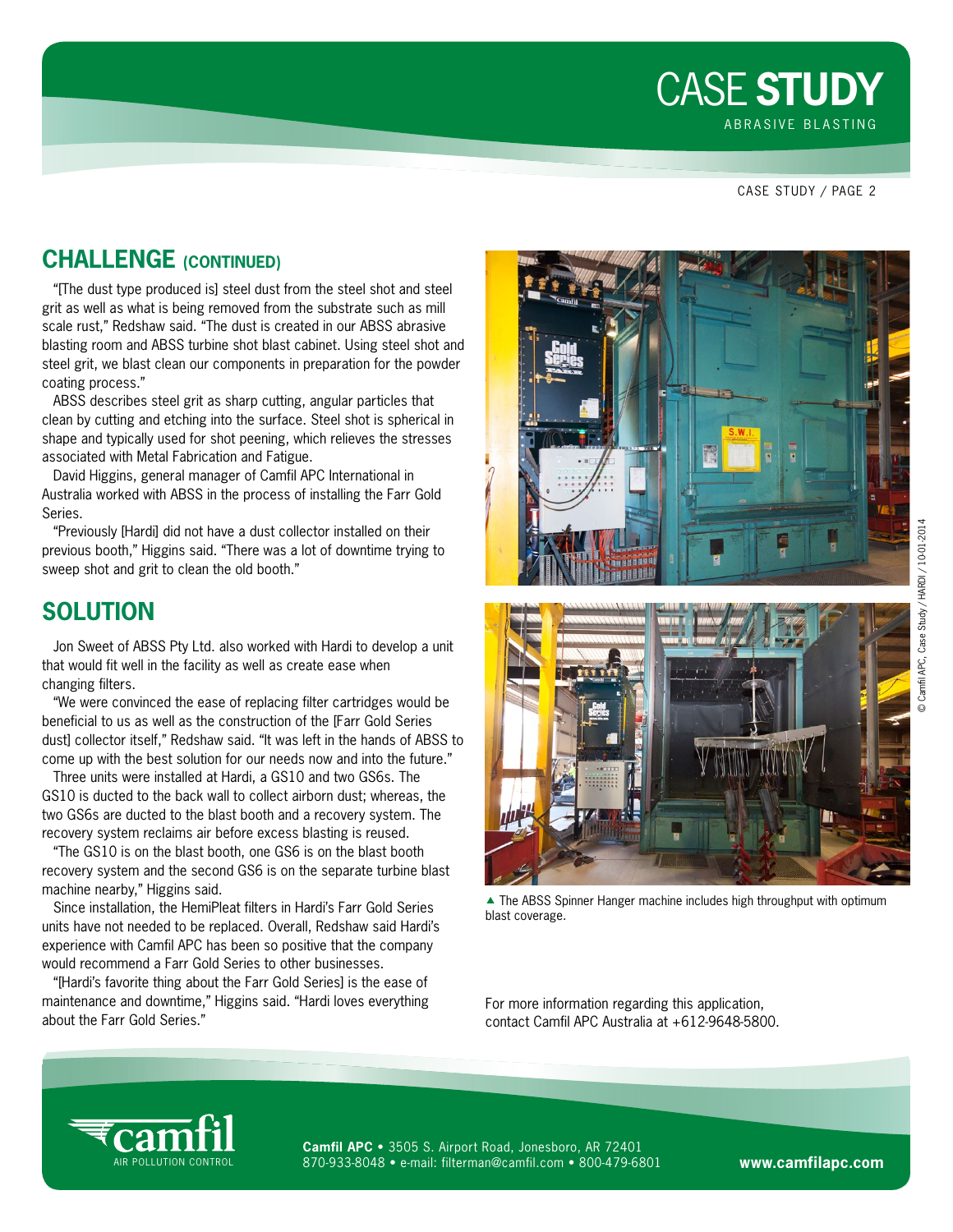## CHALLENGE (CONTINUED)

"[The dust type produced is] steel dust from the steel shot and steel grit as well as what is being removed from the substrate such as mill scale rust," Redshaw said. "The dust is created in our ABSS abrasive blasting room and ABSS turbine shot blast cabinet. Using steel shot and steel grit, we blast clean our components in preparation for the powder coating process."

ABSS describes steel grit as sharp cutting, angular particles that clean by cutting and etching into the surface. Steel shot is spherical in shape and typically used for shot peening, which relieves the stresses associated with Metal Fabrication and Fatigue.

David Higgins, general manager of Camfil APC International in Australia worked with ABSS in the process of installing the Farr Gold Series.

"Previously [Hardi] did not have a dust collector installed on their previous booth," Higgins said. "There was a lot of downtime trying to sweep shot and grit to clean the old booth."

## SOLUTION

Jon Sweet of ABSS Pty Ltd. also worked with Hardi to develop a unit that would fit well in the facility as well as create ease when changing filters.

"We were convinced the ease of replacing filter cartridges would be beneficial to us as well as the construction of the [Farr Gold Series dust] collector itself," Redshaw said. "It was left in the hands of ABSS to come up with the best solution for our needs now and into the future."

Three units were installed at Hardi, a GS10 and two GS6s. The GS10 is ducted to the back wall to collect airborn dust; whereas, the two GS6s are ducted to the blast booth and a recovery system. The recovery system reclaims air before excess blasting is reused.

"The GS10 is on the blast booth, one GS6 is on the blast booth recovery system and the second GS6 is on the separate turbine blast machine nearby," Higgins said.

Since installation, the HemiPleat filters in Hardi's Farr Gold Series units have not needed to be replaced. Overall, Redshaw said Hardi's experience with Camfil APC has been so positive that the company would recommend a Farr Gold Series to other businesses.

"[Hardi's favorite thing about the Farr Gold Series] is the ease of maintenance and downtime," Higgins said. "Hardi loves everything about the Farr Gold Series."

▲ The ABSS Spinner Hanger machine includes high throughput with optimum blast coverage.

For more information regarding this application, contact Camfil APC Australia at +612-9648-5800.

© Camfil APC, Case Study / HARDI / 10-01-2014

**Camfil APC** • 3505 S. Airport Road, Jonesboro, AR 72401
870-933-8048 • e-mail: filterman@camfil.com • 800-479-6801

**www.camfilapc.com**